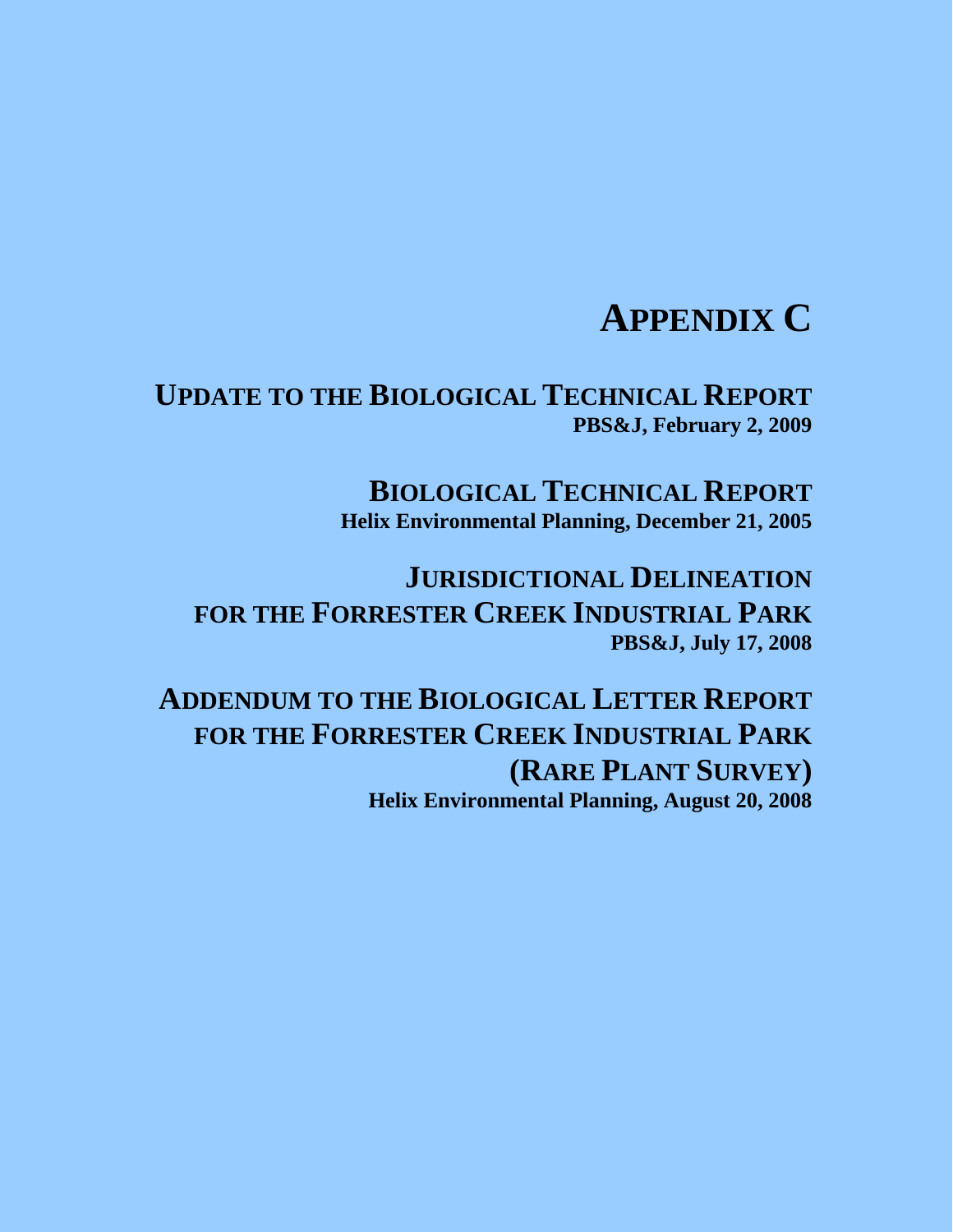# APPENDIX C

## UPDATE TO THE BIOLOGICAL TECHNICAL REPORT

**PBS&J, February 2, 2009**

## BIOLOGICAL TECHNICAL REPORT

**Helix Environmental Planning, December 21, 2005**

## JURISDICTIONAL DELINEATION FOR THE FORRESTER CREEK INDUSTRIAL PARK

**PBS&J, July 17, 2008**

## ADDENDUM TO THE BIOLOGICAL LETTER REPORT FOR THE FORRESTER CREEK INDUSTRIAL PARK (RARE PLANT SURVEY)

**Helix Environmental Planning, August 20, 2008**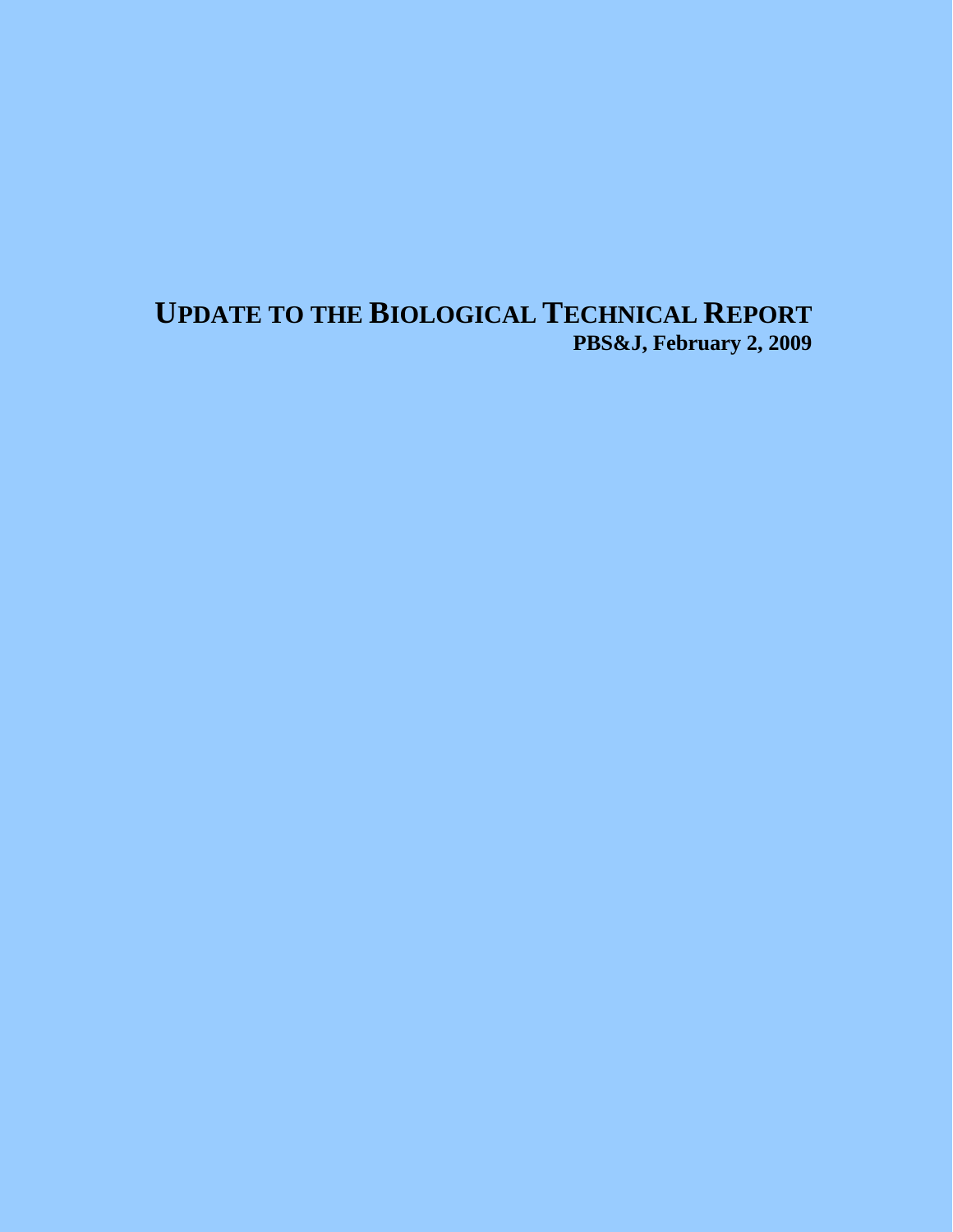# UPDATE TO THE BIOLOGICAL TECHNICAL REPORT

**PBS&J, February 2, 2009**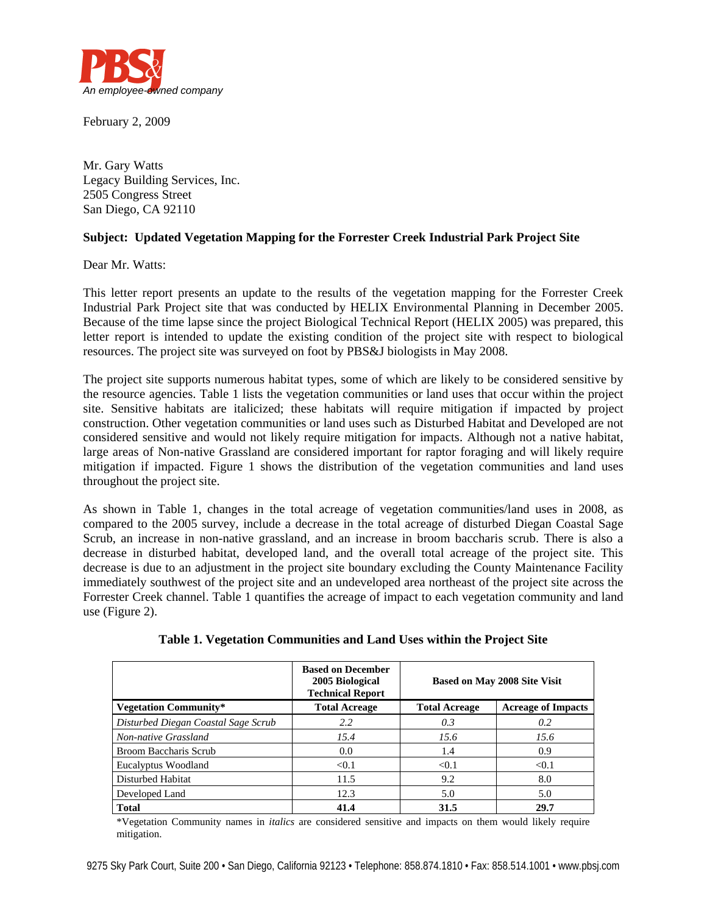PBS&J
*An employee-owned company*

February 2, 2009

Mr. Gary Watts
Legacy Building Services, Inc.
2505 Congress Street
San Diego, CA 92110

**Subject: Updated Vegetation Mapping for the Forrester Creek Industrial Park Project Site**

Dear Mr. Watts:

This letter report presents an update to the results of the vegetation mapping for the Forrester Creek Industrial Park Project site that was conducted by HELIX Environmental Planning in December 2005. Because of the time lapse since the project Biological Technical Report (HELIX 2005) was prepared, this letter report is intended to update the existing condition of the project site with respect to biological resources. The project site was surveyed on foot by PBS&J biologists in May 2008.

The project site supports numerous habitat types, some of which are likely to be considered sensitive by the resource agencies. Table 1 lists the vegetation communities or land uses that occur within the project site. Sensitive habitats are italicized; these habitats will require mitigation if impacted by project construction. Other vegetation communities or land uses such as Disturbed Habitat and Developed are not considered sensitive and would not likely require mitigation for impacts. Although not a native habitat, large areas of Non-native Grassland are considered important for raptor foraging and will likely require mitigation if impacted. Figure 1 shows the distribution of the vegetation communities and land uses throughout the project site.

As shown in Table 1, changes in the total acreage of vegetation communities/land uses in 2008, as compared to the 2005 survey, include a decrease in the total acreage of disturbed Diegan Coastal Sage Scrub, an increase in non-native grassland, and an increase in broom baccharis scrub. There is also a decrease in disturbed habitat, developed land, and the overall total acreage of the project site. This decrease is due to an adjustment in the project site boundary excluding the County Maintenance Facility immediately southwest of the project site and an undeveloped area northeast of the project site across the Forrester Creek channel. Table 1 quantifies the acreage of impact to each vegetation community and land use (Figure 2).

**Table 1. Vegetation Communities and Land Uses within the Project Site**

| | Based on December 2005 Biological Technical Report | Based on May 2008 Site Visit | |
|---|---|---|---|
| **Vegetation Community*** | **Total Acreage** | **Total Acreage** | **Acreage of Impacts** |
| *Disturbed Diegan Coastal Sage Scrub* | *2.2* | *0.3* | *0.2* |
| *Non-native Grassland* | *15.4* | *15.6* | *15.6* |
| Broom Baccharis Scrub | 0.0 | 1.4 | 0.9 |
| Eucalyptus Woodland | <0.1 | <0.1 | <0.1 |
| Disturbed Habitat | 11.5 | 9.2 | 8.0 |
| Developed Land | 12.3 | 5.0 | 5.0 |
| **Total** | **41.4** | **31.5** | **29.7** |

*Vegetation Community names in *italics* are considered sensitive and impacts on them would likely require mitigation.

9275 Sky Park Court, Suite 200 • San Diego, California 92123 • Telephone: 858.874.1810 • Fax: 858.514.1001 • www.pbsj.com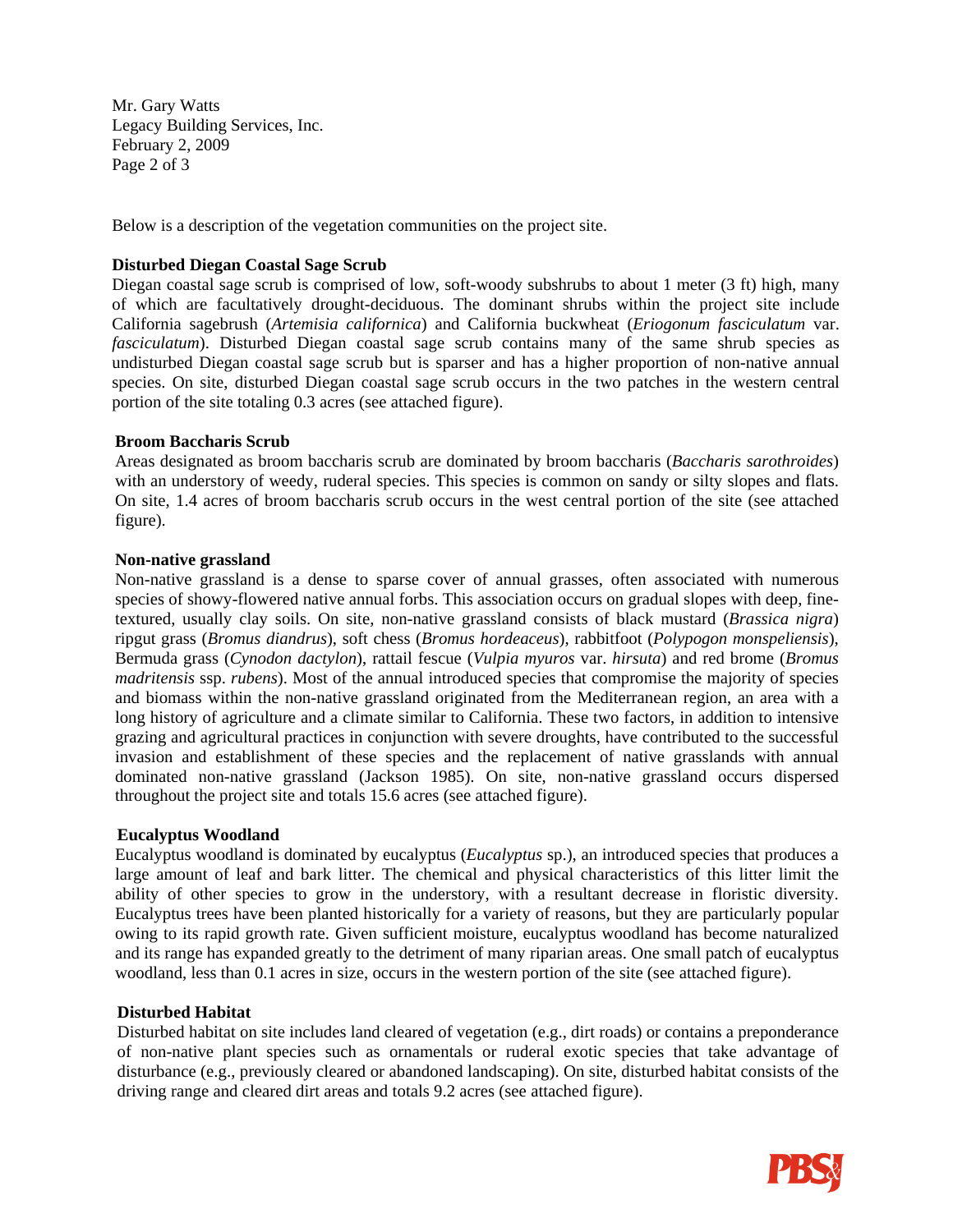Below is a description of the vegetation communities on the project site.

**Disturbed Diegan Coastal Sage Scrub**

Diegan coastal sage scrub is comprised of low, soft-woody subshrubs to about 1 meter (3 ft) high, many of which are facultatively drought-deciduous. The dominant shrubs within the project site include California sagebrush (*Artemisia californica*) and California buckwheat (*Eriogonum fasciculatum* var. *fasciculatum*). Disturbed Diegan coastal sage scrub contains many of the same shrub species as undisturbed Diegan coastal sage scrub but is sparser and has a higher proportion of non-native annual species. On site, disturbed Diegan coastal sage scrub occurs in the two patches in the western central portion of the site totaling 0.3 acres (see attached figure).

**Broom Baccharis Scrub**

Areas designated as broom baccharis scrub are dominated by broom baccharis (*Baccharis sarothroides*) with an understory of weedy, ruderal species. This species is common on sandy or silty slopes and flats. On site, 1.4 acres of broom baccharis scrub occurs in the west central portion of the site (see attached figure).

**Non-native grassland**

Non-native grassland is a dense to sparse cover of annual grasses, often associated with numerous species of showy-flowered native annual forbs. This association occurs on gradual slopes with deep, fine-textured, usually clay soils. On site, non-native grassland consists of black mustard (*Brassica nigra*) ripgut grass (*Bromus diandrus*), soft chess (*Bromus hordeaceus*), rabbitfoot (*Polypogon monspeliensis*), Bermuda grass (*Cynodon dactylon*), rattail fescue (*Vulpia myuros* var. *hirsuta*) and red brome (*Bromus madritensis* ssp. *rubens*). Most of the annual introduced species that compromise the majority of species and biomass within the non-native grassland originated from the Mediterranean region, an area with a long history of agriculture and a climate similar to California. These two factors, in addition to intensive grazing and agricultural practices in conjunction with severe droughts, have contributed to the successful invasion and establishment of these species and the replacement of native grasslands with annual dominated non-native grassland (Jackson 1985). On site, non-native grassland occurs dispersed throughout the project site and totals 15.6 acres (see attached figure).

**Eucalyptus Woodland**

Eucalyptus woodland is dominated by eucalyptus (*Eucalyptus* sp.), an introduced species that produces a large amount of leaf and bark litter. The chemical and physical characteristics of this litter limit the ability of other species to grow in the understory, with a resultant decrease in floristic diversity. Eucalyptus trees have been planted historically for a variety of reasons, but they are particularly popular owing to its rapid growth rate. Given sufficient moisture, eucalyptus woodland has become naturalized and its range has expanded greatly to the detriment of many riparian areas. One small patch of eucalyptus woodland, less than 0.1 acres in size, occurs in the western portion of the site (see attached figure).

**Disturbed Habitat**

Disturbed habitat on site includes land cleared of vegetation (e.g., dirt roads) or contains a preponderance of non-native plant species such as ornamentals or ruderal exotic species that take advantage of disturbance (e.g., previously cleared or abandoned landscaping). On site, disturbed habitat consists of the driving range and cleared dirt areas and totals 9.2 acres (see attached figure).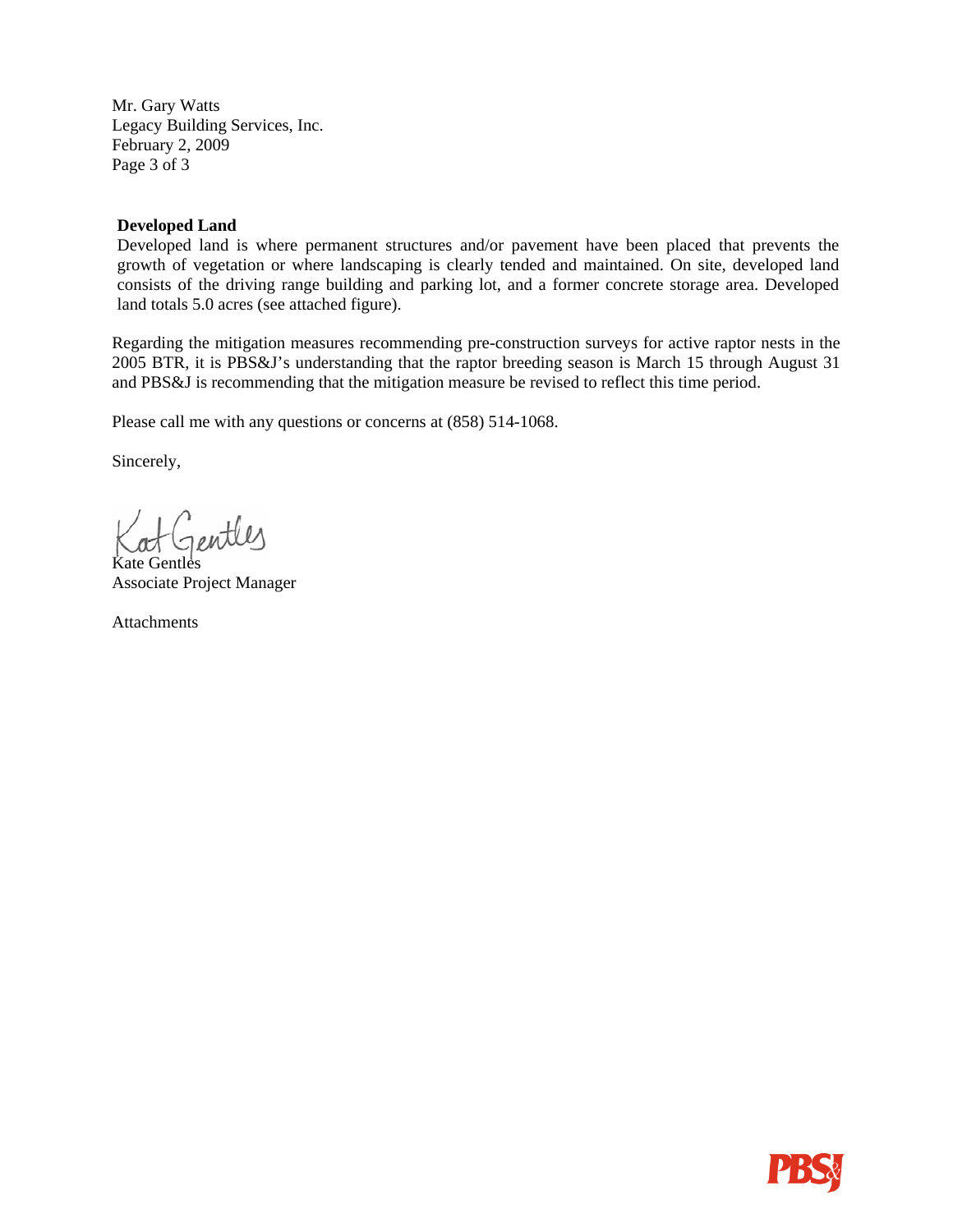### Developed Land

Developed land is where permanent structures and/or pavement have been placed that prevents the growth of vegetation or where landscaping is clearly tended and maintained. On site, developed land consists of the driving range building and parking lot, and a former concrete storage area. Developed land totals 5.0 acres (see attached figure).

Regarding the mitigation measures recommending pre-construction surveys for active raptor nests in the 2005 BTR, it is PBS&J's understanding that the raptor breeding season is March 15 through August 31 and PBS&J is recommending that the mitigation measure be revised to reflect this time period.

Please call me with any questions or concerns at (858) 514-1068.

Sincerely,

Kate Gentles
Associate Project Manager

Attachments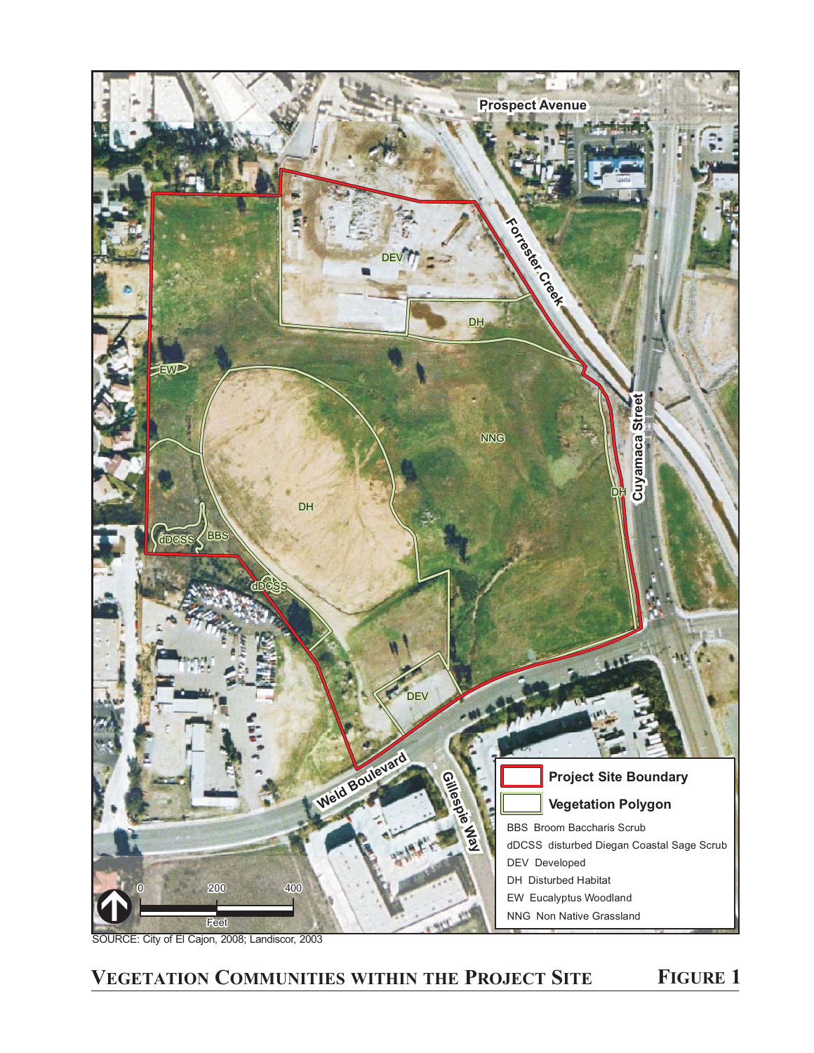Prospect Avenue

Forrester Creek

Cuyamaca Street

Weld Boulevard

Gillespie Way

DEV

DH

EW

NNG

DH

DH

dDCSS

BBS

dDCSS

DEV

**Project Site Boundary**

**Vegetation Polygon**

BBS Broom Baccharis Scrub

dDCSS disturbed Diegan Coastal Sage Scrub

DEV Developed

DH Disturbed Habitat

EW Eucalyptus Woodland

NNG Non Native Grassland

0 200 400

Feet

SOURCE: City of El Cajon, 2008; Landiscor, 2003

**VEGETATION COMMUNITIES WITHIN THE PROJECT SITE** **FIGURE 1**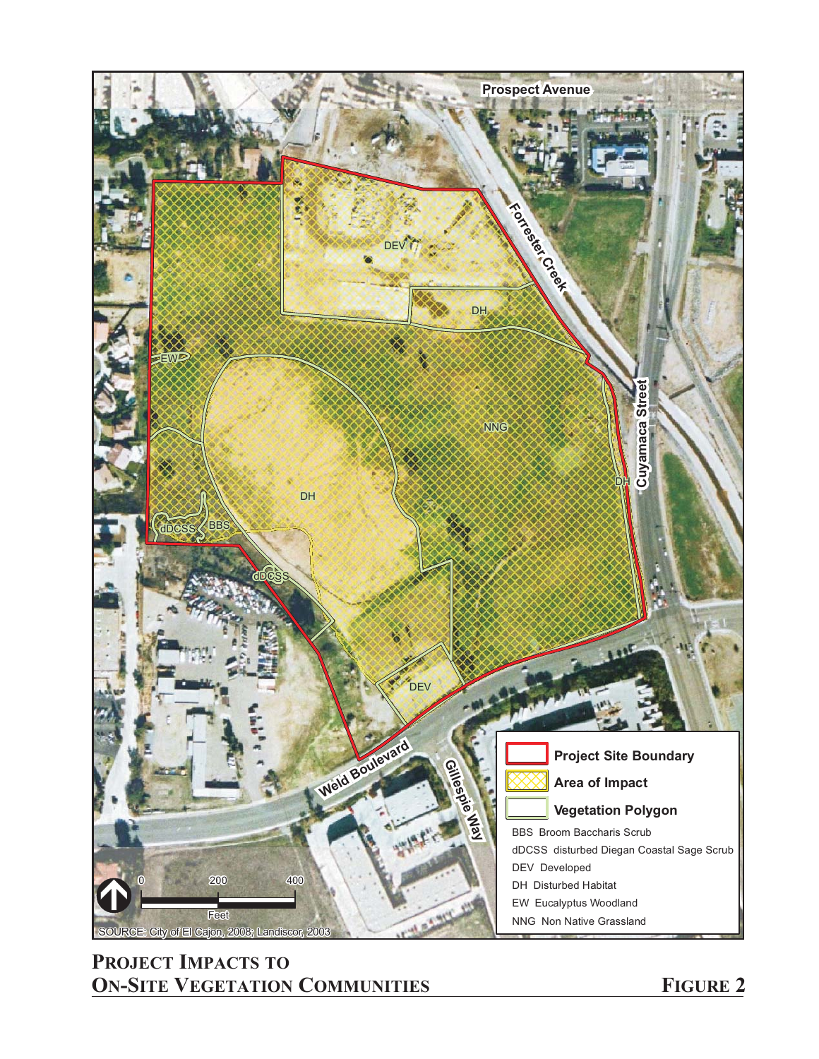Prospect Avenue

Forrester Creek

Cuyamaca Street

Weld Boulevard

Gillespie Way

DEV

DH

EW

NNG

DH

DH

dDCSS

BBS

dDCSS

DEV

Project Site Boundary

Area of Impact

Vegetation Polygon

BBS Broom Baccharis Scrub

dDCSS disturbed Diegan Coastal Sage Scrub

DEV Developed

DH Disturbed Habitat

EW Eucalyptus Woodland

NNG Non Native Grassland

0

200

400

Feet

SOURCE: City of El Cajon, 2008; Landiscor, 2003

**PROJECT IMPACTS TO ON-SITE VEGETATION COMMUNITIES**

**FIGURE 2**